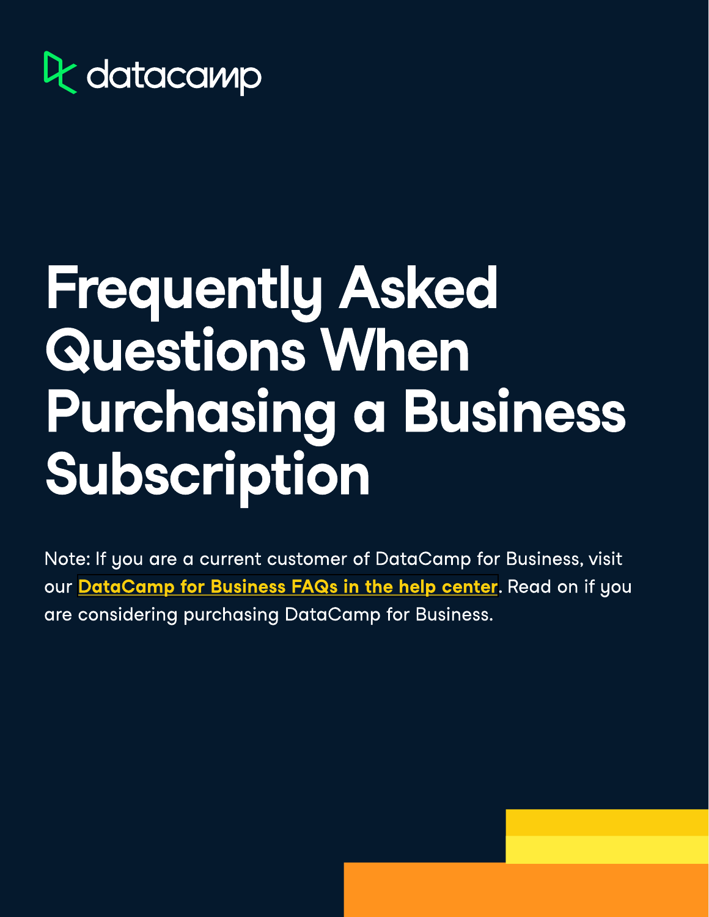datacamp

# Frequently Asked Questions When Purchasing a Business Subscription

Note: If you are a current customer of DataCamp for Business, visit our **DataCamp for Business FAQs in the help center**. Read on if you are considering purchasing DataCamp for Business.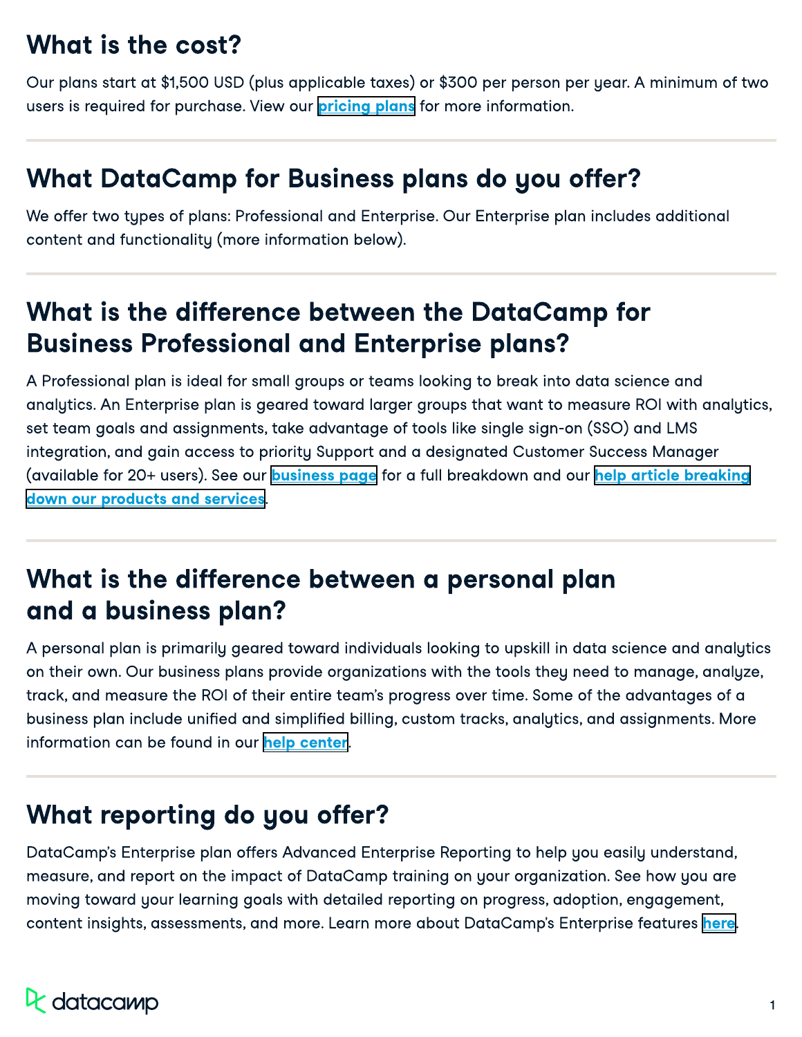## What is the cost?

Our plans start at $1,500 USD (plus applicable taxes) or $300 per person per year. A minimum of two users is required for purchase. View our **pricing plans** for more information.

## What DataCamp for Business plans do you offer?

We offer two types of plans: Professional and Enterprise. Our Enterprise plan includes additional content and functionality (more information below).

## What is the difference between the DataCamp for Business Professional and Enterprise plans?

A Professional plan is ideal for small groups or teams looking to break into data science and analytics. An Enterprise plan is geared toward larger groups that want to measure ROI with analytics, set team goals and assignments, take advantage of tools like single sign-on (SSO) and LMS integration, and gain access to priority Support and a designated Customer Success Manager (available for 20+ users). See our **business page** for a full breakdown and our **help article breaking down our products and services**.

## What is the difference between a personal plan and a business plan?

A personal plan is primarily geared toward individuals looking to upskill in data science and analytics on their own. Our business plans provide organizations with the tools they need to manage, analyze, track, and measure the ROI of their entire team's progress over time. Some of the advantages of a business plan include unified and simplified billing, custom tracks, analytics, and assignments. More information can be found in our **help center**.

## What reporting do you offer?

DataCamp's Enterprise plan offers Advanced Enterprise Reporting to help you easily understand, measure, and report on the impact of DataCamp training on your organization. See how you are moving toward your learning goals with detailed reporting on progress, adoption, engagement, content insights, assessments, and more. Learn more about DataCamp's Enterprise features **here**.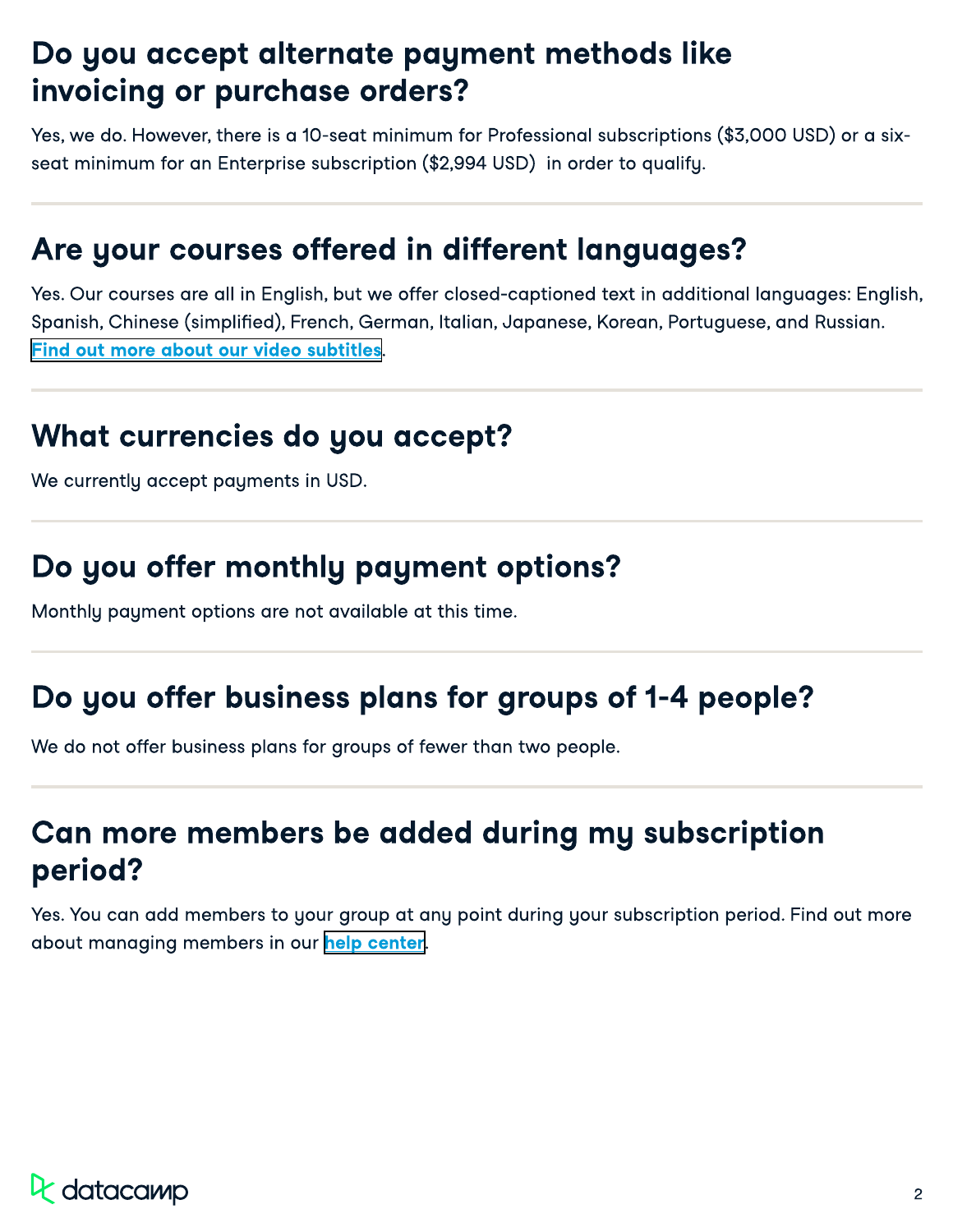## Do you accept alternate payment methods like invoicing or purchase orders?

Yes, we do. However, there is a 10-seat minimum for Professional subscriptions ($3,000 USD) or a six-seat minimum for an Enterprise subscription ($2,994 USD) in order to qualify.

## Are your courses offered in different languages?

Yes. Our courses are all in English, but we offer closed-captioned text in additional languages: English, Spanish, Chinese (simplified), French, German, Italian, Japanese, Korean, Portuguese, and Russian. Find out more about our video subtitles.

## What currencies do you accept?

We currently accept payments in USD.

## Do you offer monthly payment options?

Monthly payment options are not available at this time.

## Do you offer business plans for groups of 1-4 people?

We do not offer business plans for groups of fewer than two people.

## Can more members be added during my subscription period?

Yes. You can add members to your group at any point during your subscription period. Find out more about managing members in our help center.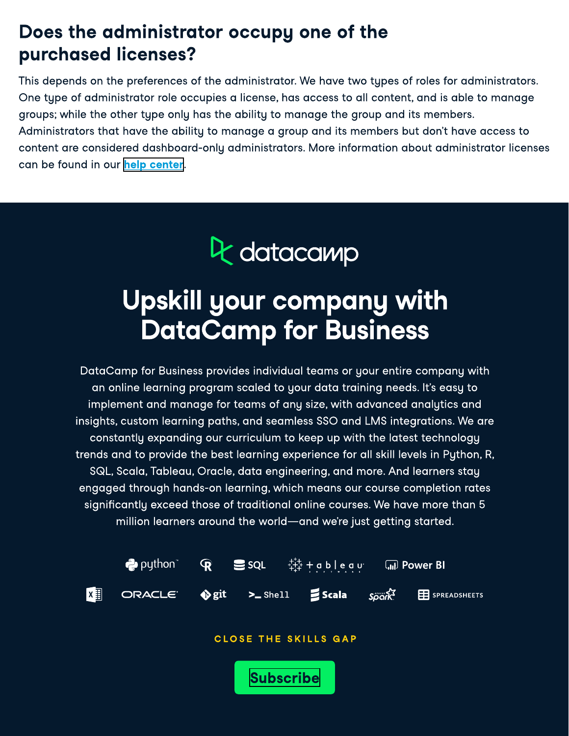## Does the administrator occupy one of the purchased licenses?

This depends on the preferences of the administrator. We have two types of roles for administrators. One type of administrator role occupies a license, has access to all content, and is able to manage groups; while the other type only has the ability to manage the group and its members. Administrators that have the ability to manage a group and its members but don't have access to content are considered dashboard-only administrators. More information about administrator licenses can be found in our help center.

datacamp

# Upskill your company with DataCamp for Business

DataCamp for Business provides individual teams or your entire company with an online learning program scaled to your data training needs. It's easy to implement and manage for teams of any size, with advanced analytics and insights, custom learning paths, and seamless SSO and LMS integrations. We are constantly expanding our curriculum to keep up with the latest technology trends and to provide the best learning experience for all skill levels in Python, R, SQL, Scala, Tableau, Oracle, data engineering, and more. And learners stay engaged through hands-on learning, which means our course completion rates significantly exceed those of traditional online courses. We have more than 5 million learners around the world—and we're just getting started.

python R SQL tableau Power BI

ORACLE git Shell Scala Spark SPREADSHEETS

CLOSE THE SKILLS GAP

Subscribe